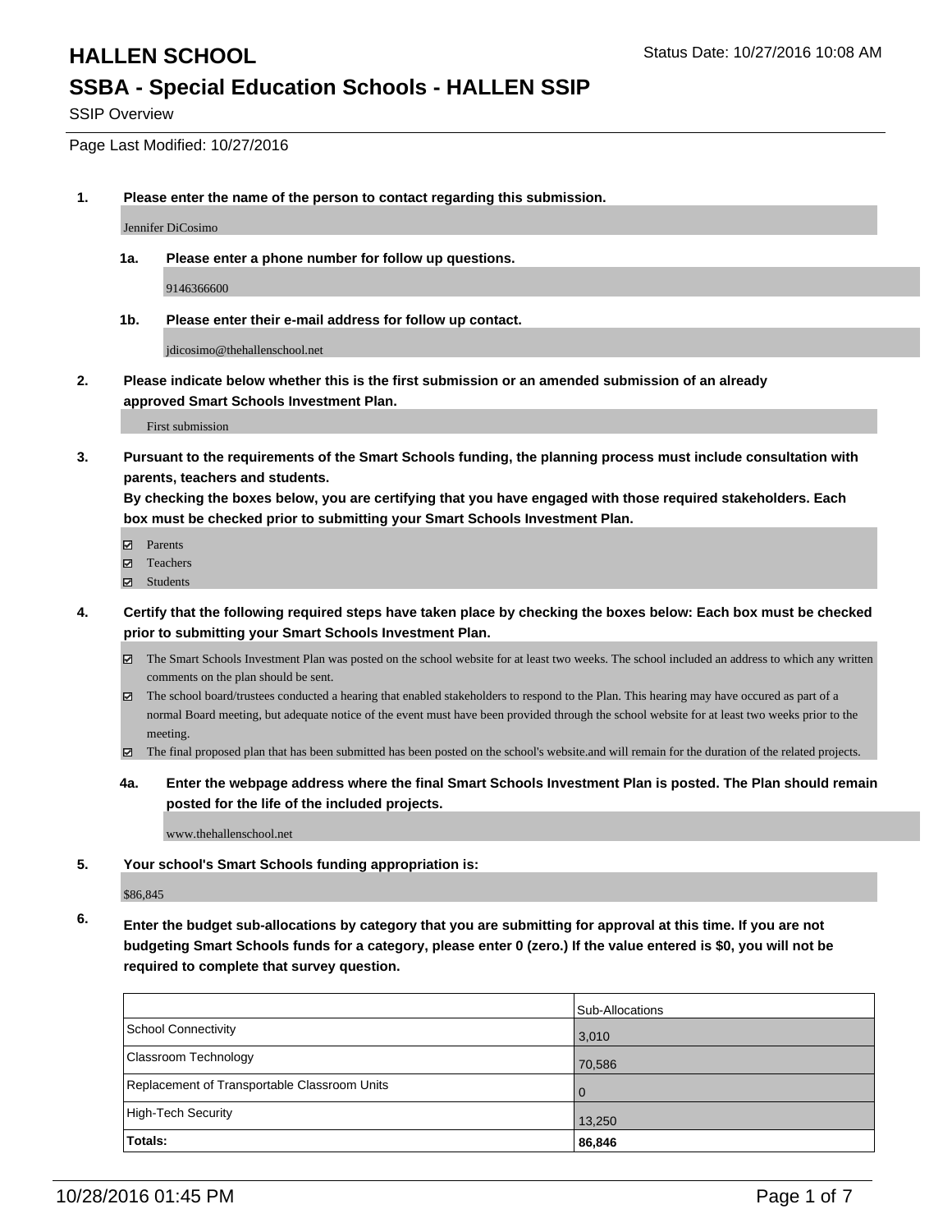# HALLEN SCHOOL

Status Date: 10/27/2016 10:08 AM

## SSBA - Special Education Schools - HALLEN SSIP

SSIP Overview

Page Last Modified: 10/27/2016

**1. Please enter the name of the person to contact regarding this submission.**

Jennifer DiCosimo

**1a. Please enter a phone number for follow up questions.**

9146366600

**1b. Please enter their e-mail address for follow up contact.**

jdicosimo@thehallenschool.net

**2. Please indicate below whether this is the first submission or an amended submission of an already approved Smart Schools Investment Plan.**

First submission

**3. Pursuant to the requirements of the Smart Schools funding, the planning process must include consultation with parents, teachers and students.**
**By checking the boxes below, you are certifying that you have engaged with those required stakeholders. Each box must be checked prior to submitting your Smart Schools Investment Plan.**

- ☑ Parents
- ☑ Teachers
- ☑ Students

**4. Certify that the following required steps have taken place by checking the boxes below: Each box must be checked prior to submitting your Smart Schools Investment Plan.**

- ☑ The Smart Schools Investment Plan was posted on the school website for at least two weeks. The school included an address to which any written comments on the plan should be sent.
- ☑ The school board/trustees conducted a hearing that enabled stakeholders to respond to the Plan. This hearing may have occured as part of a normal Board meeting, but adequate notice of the event must have been provided through the school website for at least two weeks prior to the meeting.
- ☑ The final proposed plan that has been submitted has been posted on the school's website.and will remain for the duration of the related projects.

**4a. Enter the webpage address where the final Smart Schools Investment Plan is posted. The Plan should remain posted for the life of the included projects.**

www.thehallenschool.net

**5. Your school's Smart Schools funding appropriation is:**

$86,845

**6. Enter the budget sub-allocations by category that you are submitting for approval at this time. If you are not budgeting Smart Schools funds for a category, please enter 0 (zero.) If the value entered is $0, you will not be required to complete that survey question.**

| | Sub-Allocations |
|---|---|
| School Connectivity | 3,010 |
| Classroom Technology | 70,586 |
| Replacement of Transportable Classroom Units | 0 |
| High-Tech Security | 13,250 |
| **Totals:** | **86,846** |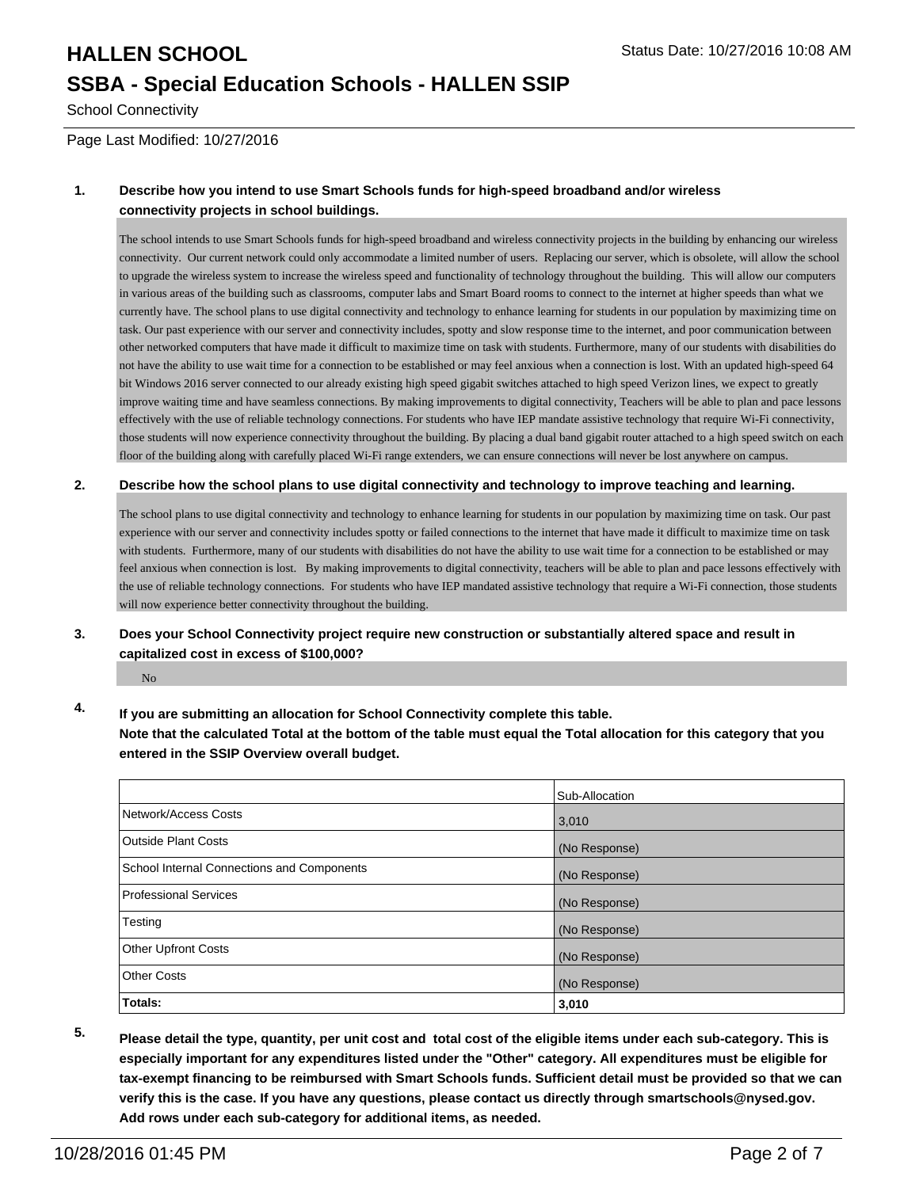# HALLEN SCHOOL

## SSBA - Special Education Schools - HALLEN SSIP

School Connectivity

Page Last Modified: 10/27/2016

**1. Describe how you intend to use Smart Schools funds for high-speed broadband and/or wireless connectivity projects in school buildings.**

The school intends to use Smart Schools funds for high-speed broadband and wireless connectivity projects in the building by enhancing our wireless connectivity. Our current network could only accommodate a limited number of users. Replacing our server, which is obsolete, will allow the school to upgrade the wireless system to increase the wireless speed and functionality of technology throughout the building. This will allow our computers in various areas of the building such as classrooms, computer labs and Smart Board rooms to connect to the internet at higher speeds than what we currently have. The school plans to use digital connectivity and technology to enhance learning for students in our population by maximizing time on task. Our past experience with our server and connectivity includes, spotty and slow response time to the internet, and poor communication between other networked computers that have made it difficult to maximize time on task with students. Furthermore, many of our students with disabilities do not have the ability to use wait time for a connection to be established or may feel anxious when a connection is lost. With an updated high-speed 64 bit Windows 2016 server connected to our already existing high speed gigabit switches attached to high speed Verizon lines, we expect to greatly improve waiting time and have seamless connections. By making improvements to digital connectivity, Teachers will be able to plan and pace lessons effectively with the use of reliable technology connections. For students who have IEP mandate assistive technology that require Wi-Fi connectivity, those students will now experience connectivity throughout the building. By placing a dual band gigabit router attached to a high speed switch on each floor of the building along with carefully placed Wi-Fi range extenders, we can ensure connections will never be lost anywhere on campus.

**2. Describe how the school plans to use digital connectivity and technology to improve teaching and learning.**

The school plans to use digital connectivity and technology to enhance learning for students in our population by maximizing time on task. Our past experience with our server and connectivity includes spotty or failed connections to the internet that have made it difficult to maximize time on task with students. Furthermore, many of our students with disabilities do not have the ability to use wait time for a connection to be established or may feel anxious when connection is lost. By making improvements to digital connectivity, teachers will be able to plan and pace lessons effectively with the use of reliable technology connections. For students who have IEP mandated assistive technology that require a Wi-Fi connection, those students will now experience better connectivity throughout the building.

**3. Does your School Connectivity project require new construction or substantially altered space and result in capitalized cost in excess of $100,000?**

No

**4. If you are submitting an allocation for School Connectivity complete this table. Note that the calculated Total at the bottom of the table must equal the Total allocation for this category that you entered in the SSIP Overview overall budget.**

| | Sub-Allocation |
|---|---|
| Network/Access Costs | 3,010 |
| Outside Plant Costs | (No Response) |
| School Internal Connections and Components | (No Response) |
| Professional Services | (No Response) |
| Testing | (No Response) |
| Other Upfront Costs | (No Response) |
| Other Costs | (No Response) |
| **Totals:** | **3,010** |

**5. Please detail the type, quantity, per unit cost and total cost of the eligible items under each sub-category. This is especially important for any expenditures listed under the "Other" category. All expenditures must be eligible for tax-exempt financing to be reimbursed with Smart Schools funds. Sufficient detail must be provided so that we can verify this is the case. If you have any questions, please contact us directly through smartschools@nysed.gov. Add rows under each sub-category for additional items, as needed.**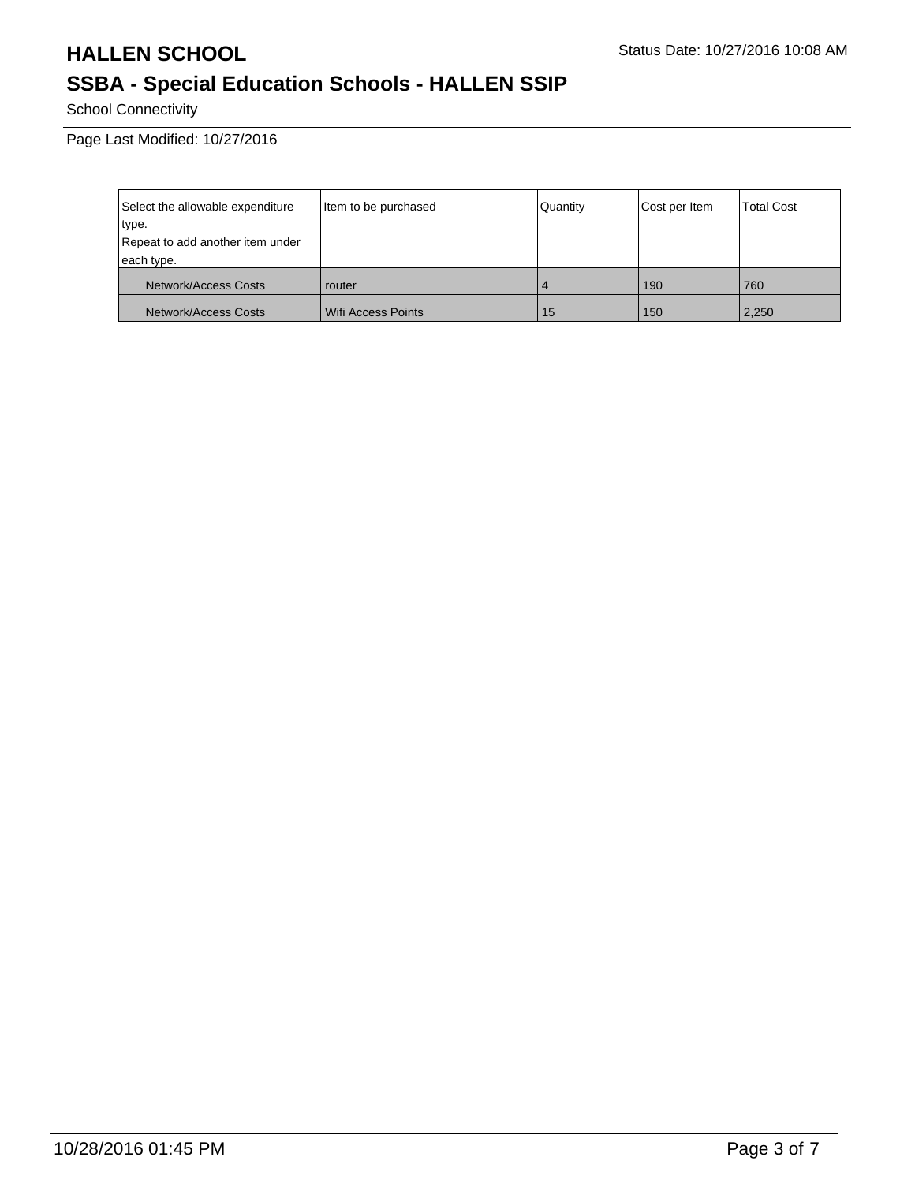# HALLEN SCHOOL

Status Date: 10/27/2016 10:08 AM

## SSBA - Special Education Schools - HALLEN SSIP

School Connectivity

Page Last Modified: 10/27/2016

| Select the allowable expenditure type. Repeat to add another item under each type. | Item to be purchased | Quantity | Cost per Item | Total Cost |
|---|---|---|---|---|
| Network/Access Costs | router | 4 | 190 | 760 |
| Network/Access Costs | Wifi Access Points | 15 | 150 | 2,250 |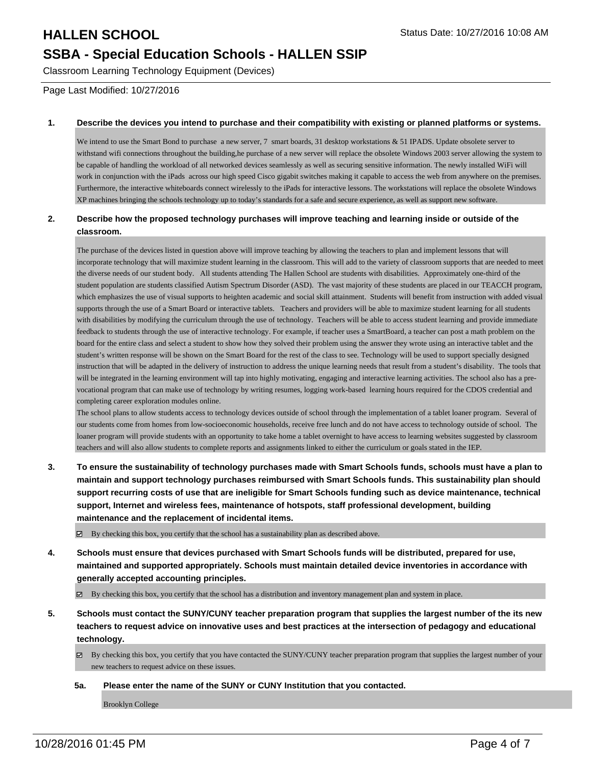# HALLEN SCHOOL

Status Date: 10/27/2016 10:08 AM

## SSBA - Special Education Schools - HALLEN SSIP

Classroom Learning Technology Equipment (Devices)

Page Last Modified: 10/27/2016

**1. Describe the devices you intend to purchase and their compatibility with existing or planned platforms or systems.**

We intend to use the Smart Bond to purchase a new server, 7 smart boards, 31 desktop workstations & 51 IPADS. Update obsolete server to withstand wifi connections throughout the building,he purchase of a new server will replace the obsolete Windows 2003 server allowing the system to be capable of handling the workload of all networked devices seamlessly as well as securing sensitive information. The newly installed WiFi will work in conjunction with the iPads across our high speed Cisco gigabit switches making it capable to access the web from anywhere on the premises. Furthermore, the interactive whiteboards connect wirelessly to the iPads for interactive lessons. The workstations will replace the obsolete Windows XP machines bringing the schools technology up to today's standards for a safe and secure experience, as well as support new software.

**2. Describe how the proposed technology purchases will improve teaching and learning inside or outside of the classroom.**

The purchase of the devices listed in question above will improve teaching by allowing the teachers to plan and implement lessons that will incorporate technology that will maximize student learning in the classroom. This will add to the variety of classroom supports that are needed to meet the diverse needs of our student body. All students attending The Hallen School are students with disabilities. Approximately one-third of the student population are students classified Autism Spectrum Disorder (ASD). The vast majority of these students are placed in our TEACCH program, which emphasizes the use of visual supports to heighten academic and social skill attainment. Students will benefit from instruction with added visual supports through the use of a Smart Board or interactive tablets. Teachers and providers will be able to maximize student learning for all students with disabilities by modifying the curriculum through the use of technology. Teachers will be able to access student learning and provide immediate feedback to students through the use of interactive technology. For example, if teacher uses a SmartBoard, a teacher can post a math problem on the board for the entire class and select a student to show how they solved their problem using the answer they wrote using an interactive tablet and the student's written response will be shown on the Smart Board for the rest of the class to see. Technology will be used to support specially designed instruction that will be adapted in the delivery of instruction to address the unique learning needs that result from a student's disability. The tools that will be integrated in the learning environment will tap into highly motivating, engaging and interactive learning activities. The school also has a pre-vocational program that can make use of technology by writing resumes, logging work-based learning hours required for the CDOS credential and completing career exploration modules online.

The school plans to allow students access to technology devices outside of school through the implementation of a tablet loaner program. Several of our students come from homes from low-socioeconomic households, receive free lunch and do not have access to technology outside of school. The loaner program will provide students with an opportunity to take home a tablet overnight to have access to learning websites suggested by classroom teachers and will also allow students to complete reports and assignments linked to either the curriculum or goals stated in the IEP.

**3. To ensure the sustainability of technology purchases made with Smart Schools funds, schools must have a plan to maintain and support technology purchases reimbursed with Smart Schools funds. This sustainability plan should support recurring costs of use that are ineligible for Smart Schools funding such as device maintenance, technical support, Internet and wireless fees, maintenance of hotspots, staff professional development, building maintenance and the replacement of incidental items.**

☑ By checking this box, you certify that the school has a sustainability plan as described above.

**4. Schools must ensure that devices purchased with Smart Schools funds will be distributed, prepared for use, maintained and supported appropriately. Schools must maintain detailed device inventories in accordance with generally accepted accounting principles.**

☑ By checking this box, you certify that the school has a distribution and inventory management plan and system in place.

**5. Schools must contact the SUNY/CUNY teacher preparation program that supplies the largest number of the its new teachers to request advice on innovative uses and best practices at the intersection of pedagogy and educational technology.**

☑ By checking this box, you certify that you have contacted the SUNY/CUNY teacher preparation program that supplies the largest number of your new teachers to request advice on these issues.

**5a. Please enter the name of the SUNY or CUNY Institution that you contacted.**

Brooklyn College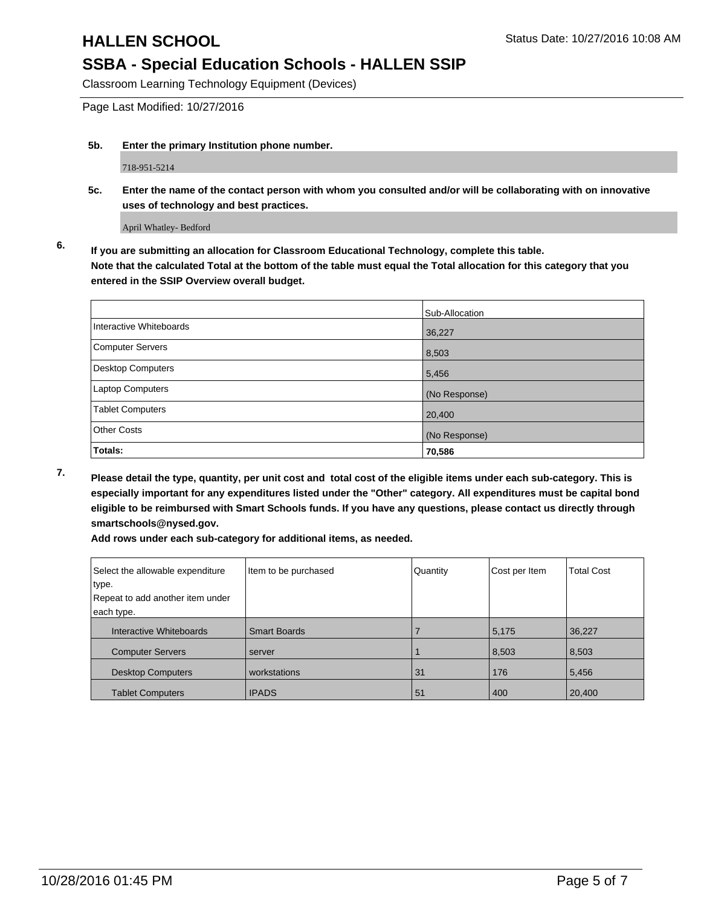# HALLEN SCHOOL

Status Date: 10/27/2016 10:08 AM

## SSBA - Special Education Schools - HALLEN SSIP

Classroom Learning Technology Equipment (Devices)

Page Last Modified: 10/27/2016

**5b. Enter the primary Institution phone number.**

718-951-5214

**5c. Enter the name of the contact person with whom you consulted and/or will be collaborating with on innovative uses of technology and best practices.**

April Whatley- Bedford

**6. If you are submitting an allocation for Classroom Educational Technology, complete this table. Note that the calculated Total at the bottom of the table must equal the Total allocation for this category that you entered in the SSIP Overview overall budget.**

| | Sub-Allocation |
|---|---|
| Interactive Whiteboards | 36,227 |
| Computer Servers | 8,503 |
| Desktop Computers | 5,456 |
| Laptop Computers | (No Response) |
| Tablet Computers | 20,400 |
| Other Costs | (No Response) |
| **Totals:** | **70,586** |

**7. Please detail the type, quantity, per unit cost and total cost of the eligible items under each sub-category. This is especially important for any expenditures listed under the "Other" category. All expenditures must be capital bond eligible to be reimbursed with Smart Schools funds. If you have any questions, please contact us directly through smartschools@nysed.gov.**

**Add rows under each sub-category for additional items, as needed.**

| Select the allowable expenditure type. Repeat to add another item under each type. | Item to be purchased | Quantity | Cost per Item | Total Cost |
|---|---|---|---|---|
| Interactive Whiteboards | Smart Boards | 7 | 5,175 | 36,227 |
| Computer Servers | server | 1 | 8,503 | 8,503 |
| Desktop Computers | workstations | 31 | 176 | 5,456 |
| Tablet Computers | IPADS | 51 | 400 | 20,400 |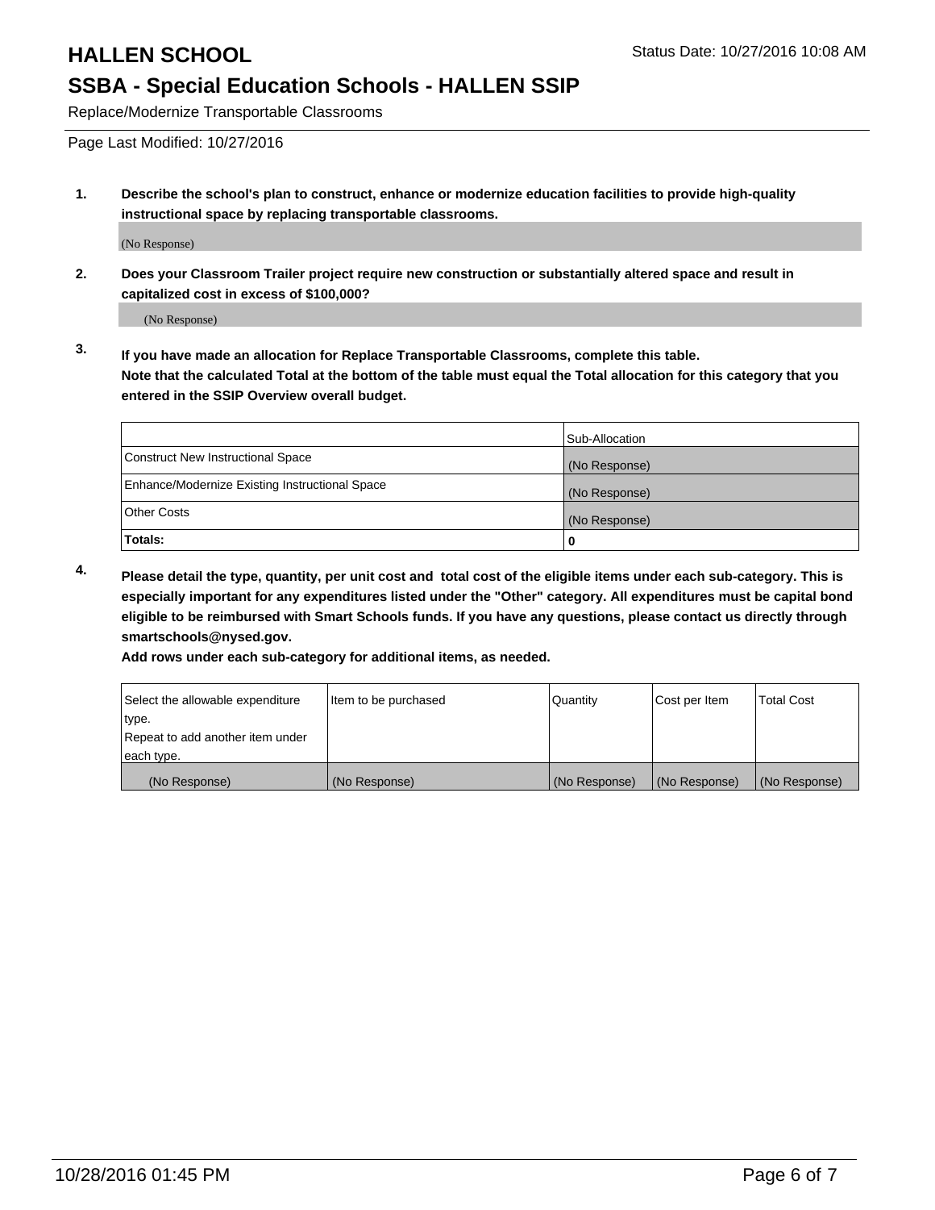# HALLEN SCHOOL

Status Date: 10/27/2016 10:08 AM

## SSBA - Special Education Schools - HALLEN SSIP

Replace/Modernize Transportable Classrooms

Page Last Modified: 10/27/2016

1. **Describe the school's plan to construct, enhance or modernize education facilities to provide high-quality instructional space by replacing transportable classrooms.**

   (No Response)

2. **Does your Classroom Trailer project require new construction or substantially altered space and result in capitalized cost in excess of $100,000?**

   (No Response)

3. **If you have made an allocation for Replace Transportable Classrooms, complete this table. Note that the calculated Total at the bottom of the table must equal the Total allocation for this category that you entered in the SSIP Overview overall budget.**

| | Sub-Allocation |
|---|---|
| Construct New Instructional Space | (No Response) |
| Enhance/Modernize Existing Instructional Space | (No Response) |
| Other Costs | (No Response) |
| **Totals:** | **0** |

4. **Please detail the type, quantity, per unit cost and total cost of the eligible items under each sub-category. This is especially important for any expenditures listed under the "Other" category. All expenditures must be capital bond eligible to be reimbursed with Smart Schools funds. If you have any questions, please contact us directly through smartschools@nysed.gov.**

   **Add rows under each sub-category for additional items, as needed.**

| Select the allowable expenditure type. Repeat to add another item under each type. | Item to be purchased | Quantity | Cost per Item | Total Cost |
|---|---|---|---|---|
| (No Response) | (No Response) | (No Response) | (No Response) | (No Response) |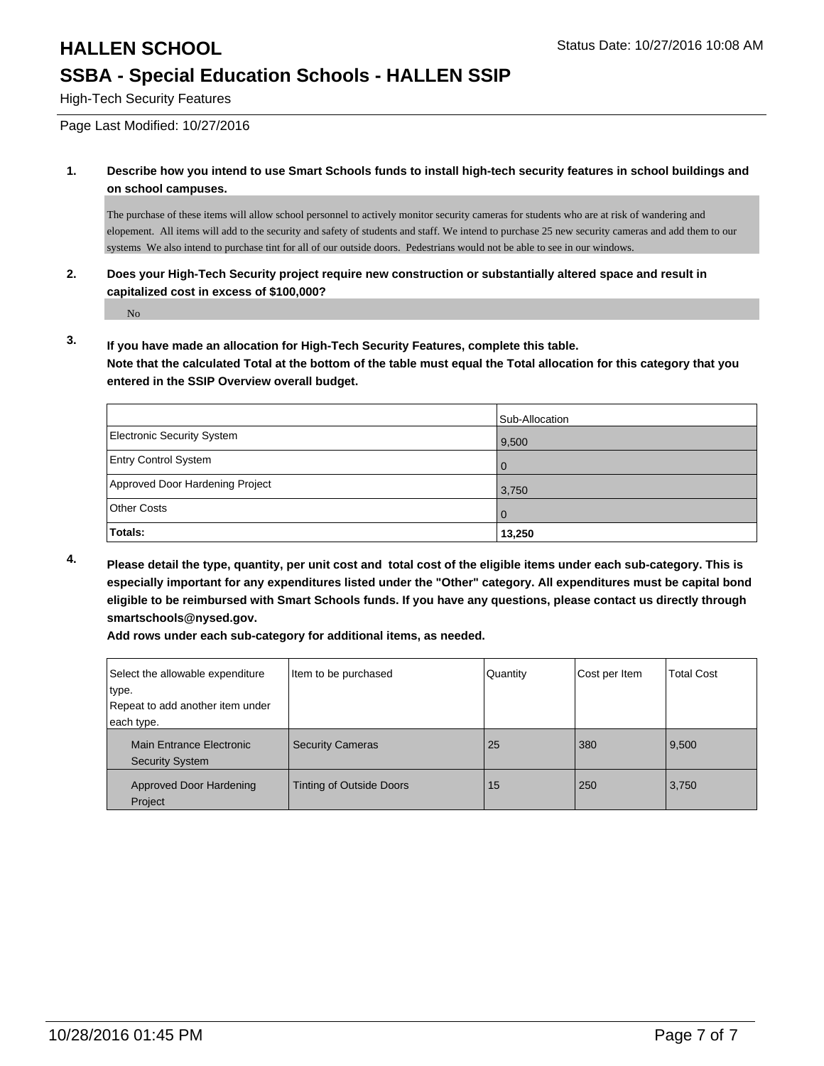# HALLEN SCHOOL

Status Date: 10/27/2016 10:08 AM

## SSBA - Special Education Schools - HALLEN SSIP

High-Tech Security Features

Page Last Modified: 10/27/2016

**1. Describe how you intend to use Smart Schools funds to install high-tech security features in school buildings and on school campuses.**

The purchase of these items will allow school personnel to actively monitor security cameras for students who are at risk of wandering and elopement. All items will add to the security and safety of students and staff. We intend to purchase 25 new security cameras and add them to our systems We also intend to purchase tint for all of our outside doors. Pedestrians would not be able to see in our windows.

**2. Does your High-Tech Security project require new construction or substantially altered space and result in capitalized cost in excess of $100,000?**

No

**3. If you have made an allocation for High-Tech Security Features, complete this table.**
**Note that the calculated Total at the bottom of the table must equal the Total allocation for this category that you entered in the SSIP Overview overall budget.**

| | Sub-Allocation |
|---|---|
| Electronic Security System | 9,500 |
| Entry Control System | 0 |
| Approved Door Hardening Project | 3,750 |
| Other Costs | 0 |
| **Totals:** | **13,250** |

**4. Please detail the type, quantity, per unit cost and total cost of the eligible items under each sub-category. This is especially important for any expenditures listed under the "Other" category. All expenditures must be capital bond eligible to be reimbursed with Smart Schools funds. If you have any questions, please contact us directly through smartschools@nysed.gov.**
**Add rows under each sub-category for additional items, as needed.**

| Select the allowable expenditure type. Repeat to add another item under each type. | Item to be purchased | Quantity | Cost per Item | Total Cost |
|---|---|---|---|---|
| Main Entrance Electronic Security System | Security Cameras | 25 | 380 | 9,500 |
| Approved Door Hardening Project | Tinting of Outside Doors | 15 | 250 | 3,750 |